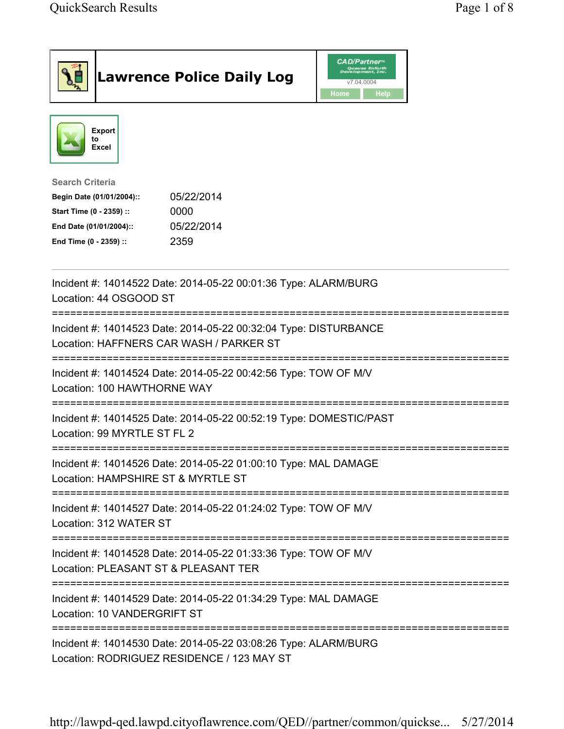# Lawrence Police Daily Log

CAD/Partner v7.04.0004

Home Help

Export to Excel

**Search Criteria**

| | |
|---|---|
| **Begin Date (01/01/2004)::** | 05/22/2014 |
| **Start Time (0 - 2359) ::** | 0000 |
| **End Date (01/01/2004)::** | 05/22/2014 |
| **End Time (0 - 2359) ::** | 2359 |

---

Incident #: 14014522 Date: 2014-05-22 00:01:36 Type: ALARM/BURG
Location: 44 OSGOOD ST

===========================================================================

Incident #: 14014523 Date: 2014-05-22 00:32:04 Type: DISTURBANCE
Location: HAFFNERS CAR WASH / PARKER ST

===========================================================================

Incident #: 14014524 Date: 2014-05-22 00:42:56 Type: TOW OF M/V
Location: 100 HAWTHORNE WAY

===========================================================================

Incident #: 14014525 Date: 2014-05-22 00:52:19 Type: DOMESTIC/PAST
Location: 99 MYRTLE ST FL 2

===========================================================================

Incident #: 14014526 Date: 2014-05-22 01:00:10 Type: MAL DAMAGE
Location: HAMPSHIRE ST & MYRTLE ST

===========================================================================

Incident #: 14014527 Date: 2014-05-22 01:24:02 Type: TOW OF M/V
Location: 312 WATER ST

===========================================================================

Incident #: 14014528 Date: 2014-05-22 01:33:36 Type: TOW OF M/V
Location: PLEASANT ST & PLEASANT TER

===========================================================================

Incident #: 14014529 Date: 2014-05-22 01:34:29 Type: MAL DAMAGE
Location: 10 VANDERGRIFT ST

===========================================================================

Incident #: 14014530 Date: 2014-05-22 03:08:26 Type: ALARM/BURG
Location: RODRIGUEZ RESIDENCE / 123 MAY ST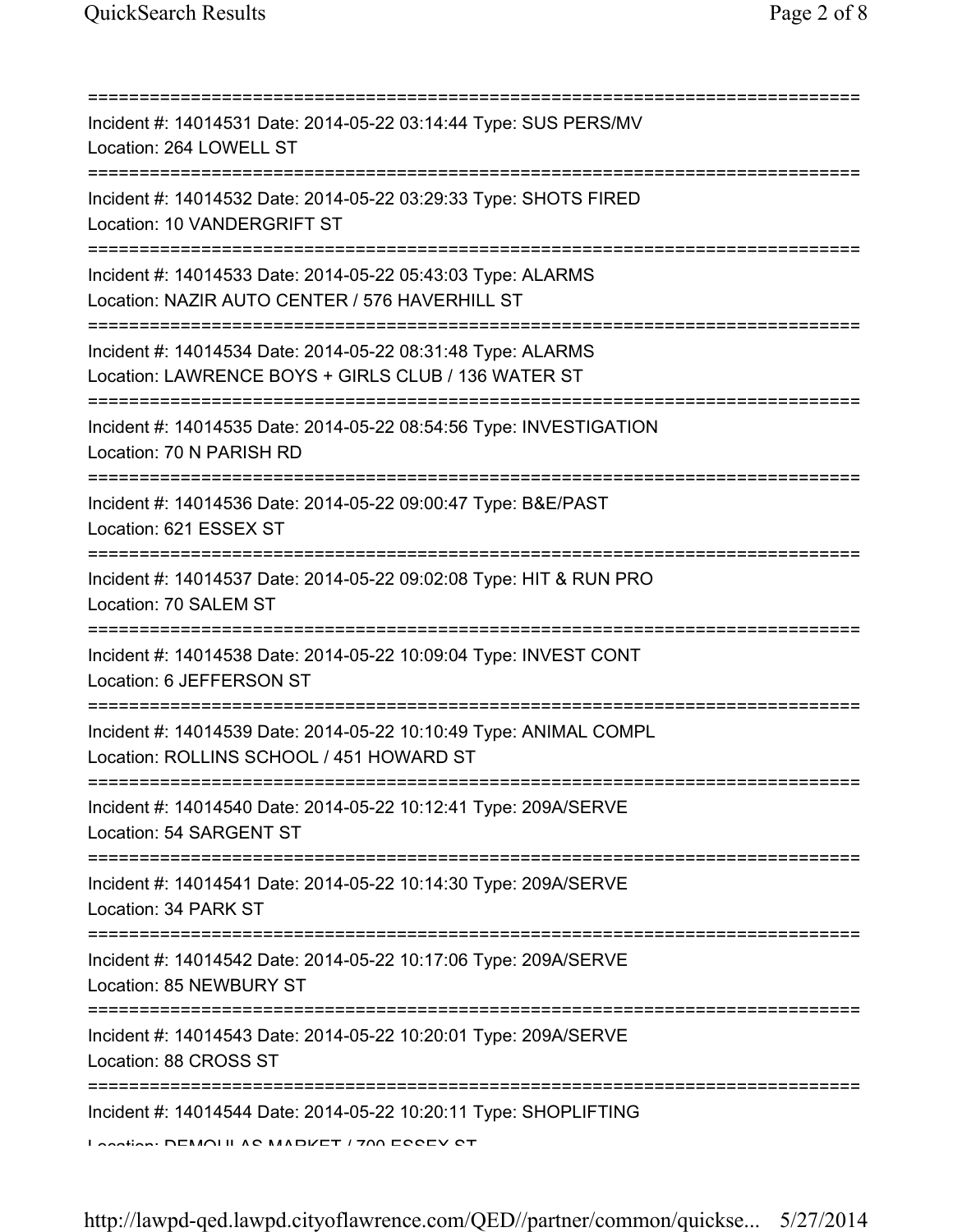===========================================================================

Incident #: 14014531 Date: 2014-05-22 03:14:44 Type: SUS PERS/MV
Location: 264 LOWELL ST

===========================================================================

Incident #: 14014532 Date: 2014-05-22 03:29:33 Type: SHOTS FIRED
Location: 10 VANDERGRIFT ST

===========================================================================

Incident #: 14014533 Date: 2014-05-22 05:43:03 Type: ALARMS
Location: NAZIR AUTO CENTER / 576 HAVERHILL ST

===========================================================================

Incident #: 14014534 Date: 2014-05-22 08:31:48 Type: ALARMS
Location: LAWRENCE BOYS + GIRLS CLUB / 136 WATER ST

===========================================================================

Incident #: 14014535 Date: 2014-05-22 08:54:56 Type: INVESTIGATION
Location: 70 N PARISH RD

===========================================================================

Incident #: 14014536 Date: 2014-05-22 09:00:47 Type: B&E/PAST
Location: 621 ESSEX ST

===========================================================================

Incident #: 14014537 Date: 2014-05-22 09:02:08 Type: HIT & RUN PRO
Location: 70 SALEM ST

===========================================================================

Incident #: 14014538 Date: 2014-05-22 10:09:04 Type: INVEST CONT
Location: 6 JEFFERSON ST

===========================================================================

Incident #: 14014539 Date: 2014-05-22 10:10:49 Type: ANIMAL COMPL
Location: ROLLINS SCHOOL / 451 HOWARD ST

===========================================================================

Incident #: 14014540 Date: 2014-05-22 10:12:41 Type: 209A/SERVE
Location: 54 SARGENT ST

===========================================================================

Incident #: 14014541 Date: 2014-05-22 10:14:30 Type: 209A/SERVE
Location: 34 PARK ST

===========================================================================

Incident #: 14014542 Date: 2014-05-22 10:17:06 Type: 209A/SERVE
Location: 85 NEWBURY ST

===========================================================================

Incident #: 14014543 Date: 2014-05-22 10:20:01 Type: 209A/SERVE
Location: 88 CROSS ST

===========================================================================

Incident #: 14014544 Date: 2014-05-22 10:20:11 Type: SHOPLIFTING
Location: DEMOULAS MARKET / 700 ESSEX ST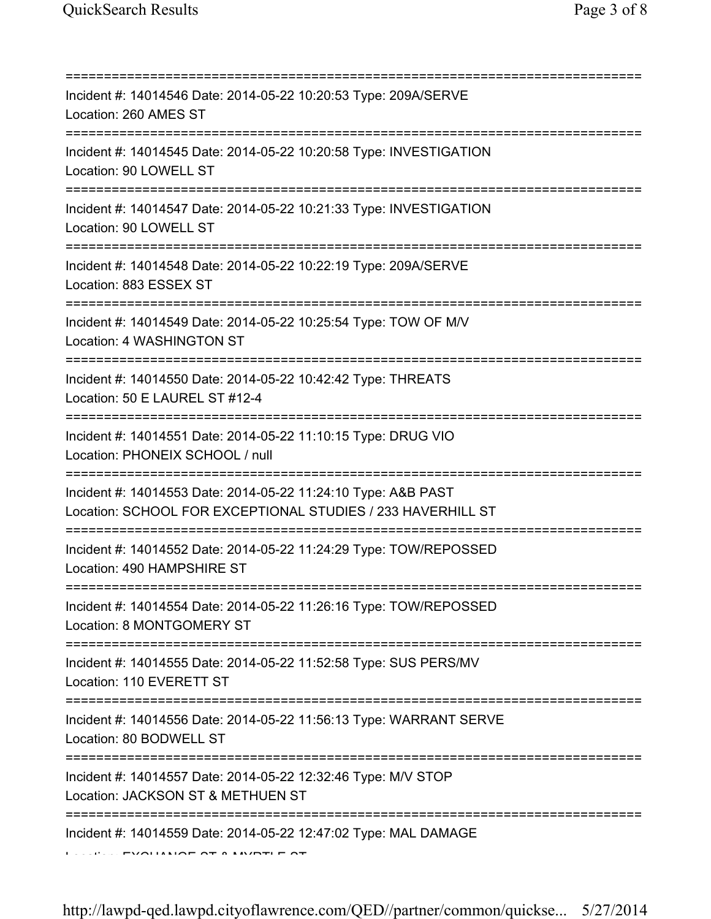===========================================================================
Incident #: 14014546 Date: 2014-05-22 10:20:53 Type: 209A/SERVE
Location: 260 AMES ST
===========================================================================
Incident #: 14014545 Date: 2014-05-22 10:20:58 Type: INVESTIGATION
Location: 90 LOWELL ST
===========================================================================
Incident #: 14014547 Date: 2014-05-22 10:21:33 Type: INVESTIGATION
Location: 90 LOWELL ST
===========================================================================
Incident #: 14014548 Date: 2014-05-22 10:22:19 Type: 209A/SERVE
Location: 883 ESSEX ST
===========================================================================
Incident #: 14014549 Date: 2014-05-22 10:25:54 Type: TOW OF M/V
Location: 4 WASHINGTON ST
===========================================================================
Incident #: 14014550 Date: 2014-05-22 10:42:42 Type: THREATS
Location: 50 E LAUREL ST #12-4
===========================================================================
Incident #: 14014551 Date: 2014-05-22 11:10:15 Type: DRUG VIO
Location: PHONEIX SCHOOL / null
===========================================================================
Incident #: 14014553 Date: 2014-05-22 11:24:10 Type: A&B PAST
Location: SCHOOL FOR EXCEPTIONAL STUDIES / 233 HAVERHILL ST
===========================================================================
Incident #: 14014552 Date: 2014-05-22 11:24:29 Type: TOW/REPOSSED
Location: 490 HAMPSHIRE ST
===========================================================================
Incident #: 14014554 Date: 2014-05-22 11:26:16 Type: TOW/REPOSSED
Location: 8 MONTGOMERY ST
===========================================================================
Incident #: 14014555 Date: 2014-05-22 11:52:58 Type: SUS PERS/MV
Location: 110 EVERETT ST
===========================================================================
Incident #: 14014556 Date: 2014-05-22 11:56:13 Type: WARRANT SERVE
Location: 80 BODWELL ST
===========================================================================
Incident #: 14014557 Date: 2014-05-22 12:32:46 Type: M/V STOP
Location: JACKSON ST & METHUEN ST
===========================================================================
Incident #: 14014559 Date: 2014-05-22 12:47:02 Type: MAL DAMAGE
Location: EXCHANGE ST & MYRTLE ST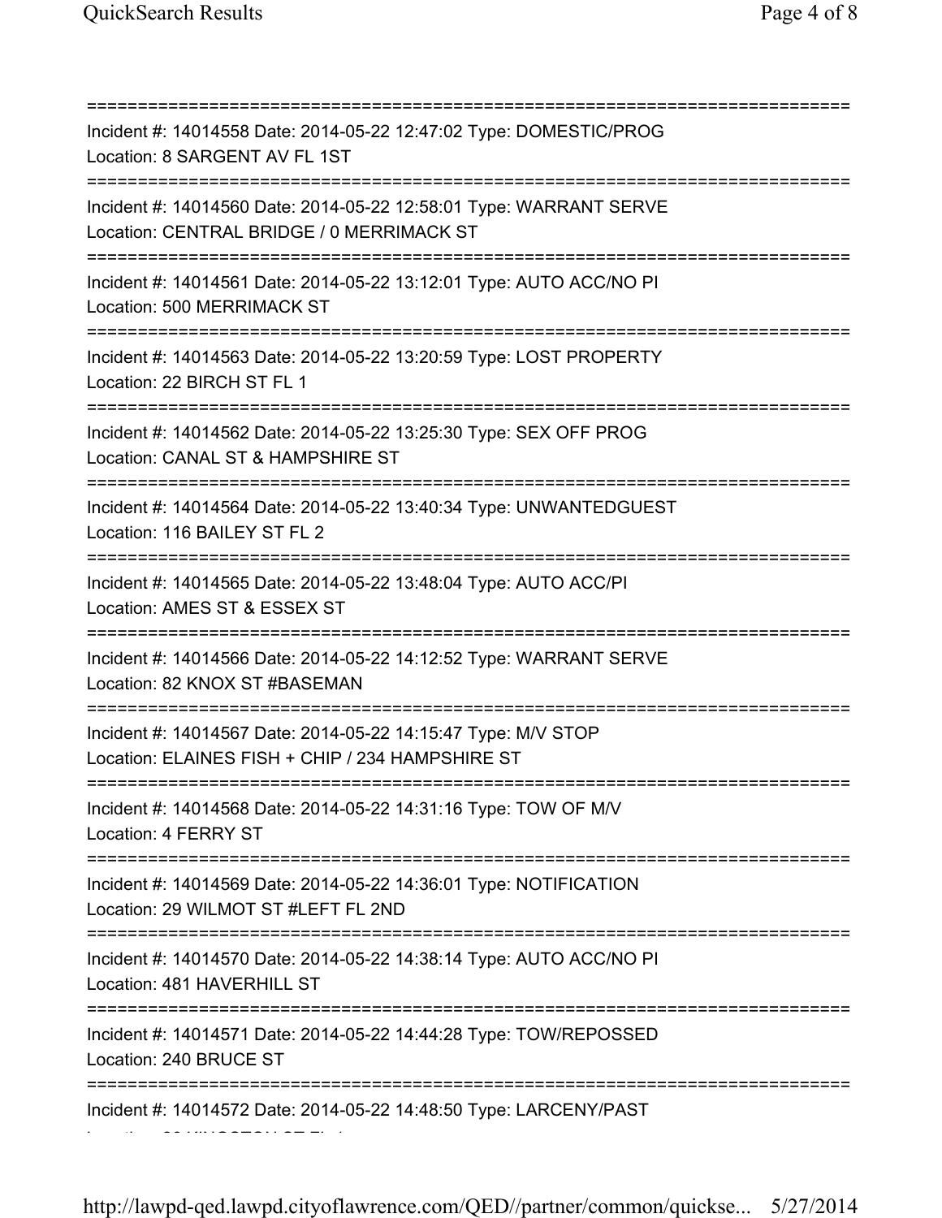===========================================================================
Incident #: 14014558 Date: 2014-05-22 12:47:02 Type: DOMESTIC/PROG
Location: 8 SARGENT AV FL 1ST
===========================================================================
Incident #: 14014560 Date: 2014-05-22 12:58:01 Type: WARRANT SERVE
Location: CENTRAL BRIDGE / 0 MERRIMACK ST
===========================================================================
Incident #: 14014561 Date: 2014-05-22 13:12:01 Type: AUTO ACC/NO PI
Location: 500 MERRIMACK ST
===========================================================================
Incident #: 14014563 Date: 2014-05-22 13:20:59 Type: LOST PROPERTY
Location: 22 BIRCH ST FL 1
===========================================================================
Incident #: 14014562 Date: 2014-05-22 13:25:30 Type: SEX OFF PROG
Location: CANAL ST & HAMPSHIRE ST
===========================================================================
Incident #: 14014564 Date: 2014-05-22 13:40:34 Type: UNWANTEDGUEST
Location: 116 BAILEY ST FL 2
===========================================================================
Incident #: 14014565 Date: 2014-05-22 13:48:04 Type: AUTO ACC/PI
Location: AMES ST & ESSEX ST
===========================================================================
Incident #: 14014566 Date: 2014-05-22 14:12:52 Type: WARRANT SERVE
Location: 82 KNOX ST #BASEMAN
===========================================================================
Incident #: 14014567 Date: 2014-05-22 14:15:47 Type: M/V STOP
Location: ELAINES FISH + CHIP / 234 HAMPSHIRE ST
===========================================================================
Incident #: 14014568 Date: 2014-05-22 14:31:16 Type: TOW OF M/V
Location: 4 FERRY ST
===========================================================================
Incident #: 14014569 Date: 2014-05-22 14:36:01 Type: NOTIFICATION
Location: 29 WILMOT ST #LEFT FL 2ND
===========================================================================
Incident #: 14014570 Date: 2014-05-22 14:38:14 Type: AUTO ACC/NO PI
Location: 481 HAVERHILL ST
===========================================================================
Incident #: 14014571 Date: 2014-05-22 14:44:28 Type: TOW/REPOSSED
Location: 240 BRUCE ST
===========================================================================
Incident #: 14014572 Date: 2014-05-22 14:48:50 Type: LARCENY/PAST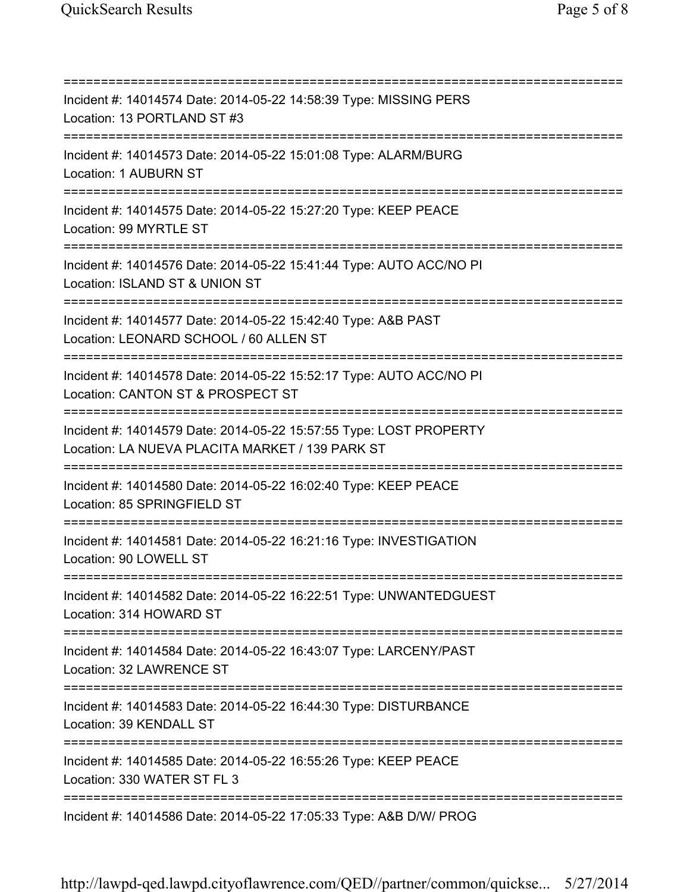===========================================================================
Incident #: 14014574 Date: 2014-05-22 14:58:39 Type: MISSING PERS
Location: 13 PORTLAND ST #3
===========================================================================
Incident #: 14014573 Date: 2014-05-22 15:01:08 Type: ALARM/BURG
Location: 1 AUBURN ST
===========================================================================
Incident #: 14014575 Date: 2014-05-22 15:27:20 Type: KEEP PEACE
Location: 99 MYRTLE ST
===========================================================================
Incident #: 14014576 Date: 2014-05-22 15:41:44 Type: AUTO ACC/NO PI
Location: ISLAND ST & UNION ST
===========================================================================
Incident #: 14014577 Date: 2014-05-22 15:42:40 Type: A&B PAST
Location: LEONARD SCHOOL / 60 ALLEN ST
===========================================================================
Incident #: 14014578 Date: 2014-05-22 15:52:17 Type: AUTO ACC/NO PI
Location: CANTON ST & PROSPECT ST
===========================================================================
Incident #: 14014579 Date: 2014-05-22 15:57:55 Type: LOST PROPERTY
Location: LA NUEVA PLACITA MARKET / 139 PARK ST
===========================================================================
Incident #: 14014580 Date: 2014-05-22 16:02:40 Type: KEEP PEACE
Location: 85 SPRINGFIELD ST
===========================================================================
Incident #: 14014581 Date: 2014-05-22 16:21:16 Type: INVESTIGATION
Location: 90 LOWELL ST
===========================================================================
Incident #: 14014582 Date: 2014-05-22 16:22:51 Type: UNWANTEDGUEST
Location: 314 HOWARD ST
===========================================================================
Incident #: 14014584 Date: 2014-05-22 16:43:07 Type: LARCENY/PAST
Location: 32 LAWRENCE ST
===========================================================================
Incident #: 14014583 Date: 2014-05-22 16:44:30 Type: DISTURBANCE
Location: 39 KENDALL ST
===========================================================================
Incident #: 14014585 Date: 2014-05-22 16:55:26 Type: KEEP PEACE
Location: 330 WATER ST FL 3
===========================================================================
Incident #: 14014586 Date: 2014-05-22 17:05:33 Type: A&B D/W/ PROG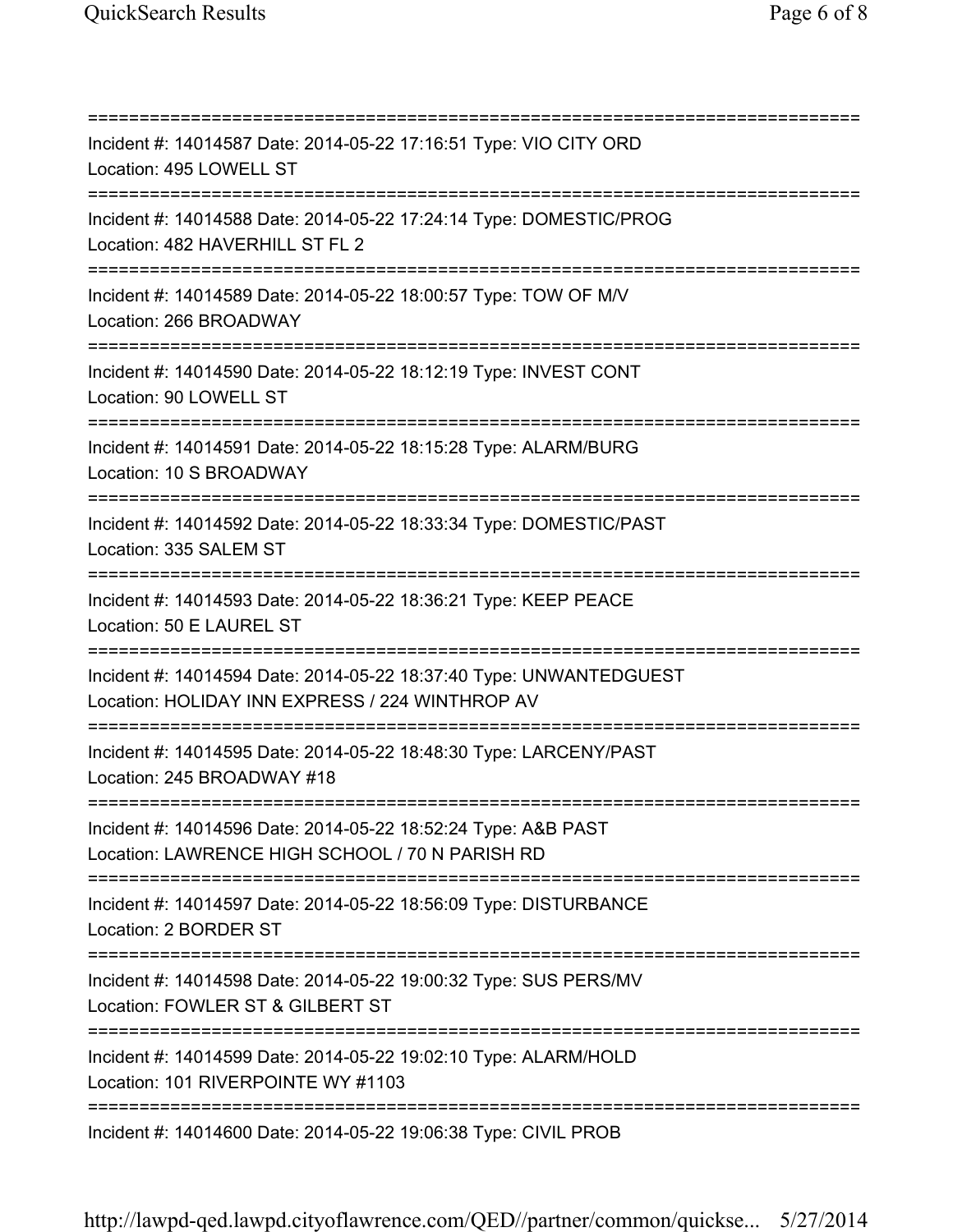===========================================================================
Incident #: 14014587 Date: 2014-05-22 17:16:51 Type: VIO CITY ORD
Location: 495 LOWELL ST
===========================================================================
Incident #: 14014588 Date: 2014-05-22 17:24:14 Type: DOMESTIC/PROG
Location: 482 HAVERHILL ST FL 2
===========================================================================
Incident #: 14014589 Date: 2014-05-22 18:00:57 Type: TOW OF M/V
Location: 266 BROADWAY
===========================================================================
Incident #: 14014590 Date: 2014-05-22 18:12:19 Type: INVEST CONT
Location: 90 LOWELL ST
===========================================================================
Incident #: 14014591 Date: 2014-05-22 18:15:28 Type: ALARM/BURG
Location: 10 S BROADWAY
===========================================================================
Incident #: 14014592 Date: 2014-05-22 18:33:34 Type: DOMESTIC/PAST
Location: 335 SALEM ST
===========================================================================
Incident #: 14014593 Date: 2014-05-22 18:36:21 Type: KEEP PEACE
Location: 50 E LAUREL ST
===========================================================================
Incident #: 14014594 Date: 2014-05-22 18:37:40 Type: UNWANTEDGUEST
Location: HOLIDAY INN EXPRESS / 224 WINTHROP AV
===========================================================================
Incident #: 14014595 Date: 2014-05-22 18:48:30 Type: LARCENY/PAST
Location: 245 BROADWAY #18
===========================================================================
Incident #: 14014596 Date: 2014-05-22 18:52:24 Type: A&B PAST
Location: LAWRENCE HIGH SCHOOL / 70 N PARISH RD
===========================================================================
Incident #: 14014597 Date: 2014-05-22 18:56:09 Type: DISTURBANCE
Location: 2 BORDER ST
===========================================================================
Incident #: 14014598 Date: 2014-05-22 19:00:32 Type: SUS PERS/MV
Location: FOWLER ST & GILBERT ST
===========================================================================
Incident #: 14014599 Date: 2014-05-22 19:02:10 Type: ALARM/HOLD
Location: 101 RIVERPOINTE WY #1103
===========================================================================
Incident #: 14014600 Date: 2014-05-22 19:06:38 Type: CIVIL PROB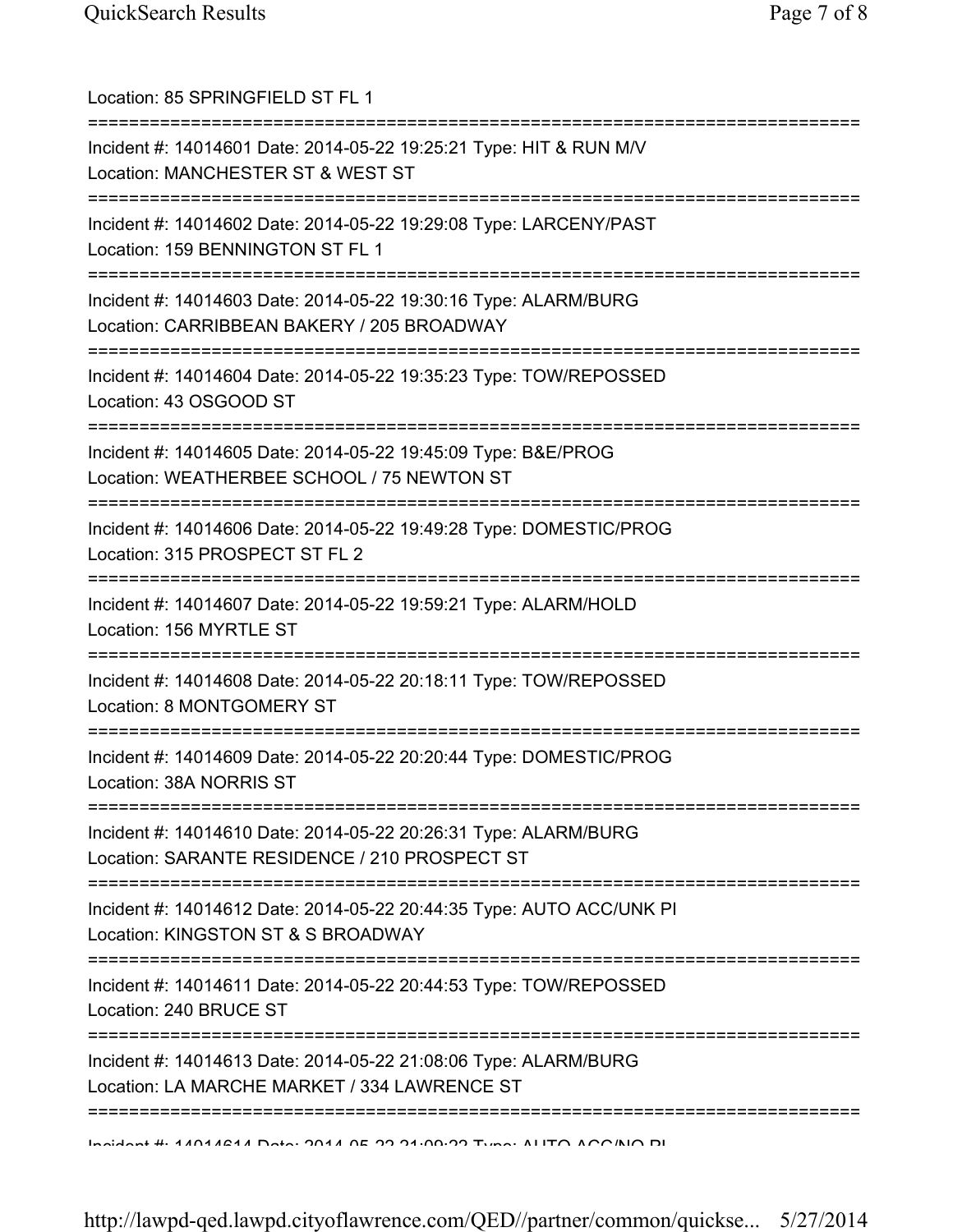Location: 85 SPRINGFIELD ST FL 1

===========================================================================

Incident #: 14014601 Date: 2014-05-22 19:25:21 Type: HIT & RUN M/V
Location: MANCHESTER ST & WEST ST

===========================================================================

Incident #: 14014602 Date: 2014-05-22 19:29:08 Type: LARCENY/PAST
Location: 159 BENNINGTON ST FL 1

===========================================================================

Incident #: 14014603 Date: 2014-05-22 19:30:16 Type: ALARM/BURG
Location: CARRIBBEAN BAKERY / 205 BROADWAY

===========================================================================

Incident #: 14014604 Date: 2014-05-22 19:35:23 Type: TOW/REPOSSED
Location: 43 OSGOOD ST

===========================================================================

Incident #: 14014605 Date: 2014-05-22 19:45:09 Type: B&E/PROG
Location: WEATHERBEE SCHOOL / 75 NEWTON ST

===========================================================================

Incident #: 14014606 Date: 2014-05-22 19:49:28 Type: DOMESTIC/PROG
Location: 315 PROSPECT ST FL 2

===========================================================================

Incident #: 14014607 Date: 2014-05-22 19:59:21 Type: ALARM/HOLD
Location: 156 MYRTLE ST

===========================================================================

Incident #: 14014608 Date: 2014-05-22 20:18:11 Type: TOW/REPOSSED
Location: 8 MONTGOMERY ST

===========================================================================

Incident #: 14014609 Date: 2014-05-22 20:20:44 Type: DOMESTIC/PROG
Location: 38A NORRIS ST

===========================================================================

Incident #: 14014610 Date: 2014-05-22 20:26:31 Type: ALARM/BURG
Location: SARANTE RESIDENCE / 210 PROSPECT ST

===========================================================================

Incident #: 14014612 Date: 2014-05-22 20:44:35 Type: AUTO ACC/UNK PI
Location: KINGSTON ST & S BROADWAY

===========================================================================

Incident #: 14014611 Date: 2014-05-22 20:44:53 Type: TOW/REPOSSED
Location: 240 BRUCE ST

===========================================================================

Incident #: 14014613 Date: 2014-05-22 21:08:06 Type: ALARM/BURG
Location: LA MARCHE MARKET / 334 LAWRENCE ST

===========================================================================

Incident #: 14014614 Date: 2014-05-22 21:09:22 Type: AUTO ACC/NO PI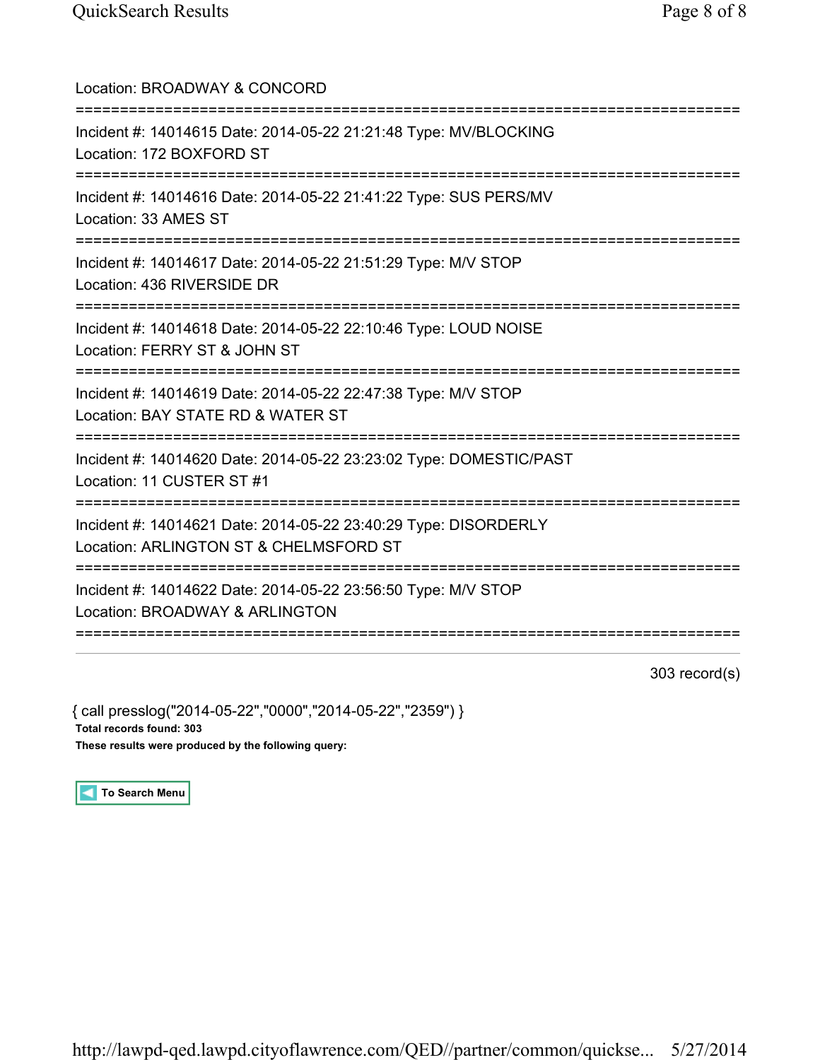Location: BROADWAY & CONCORD

===========================================================================

Incident #: 14014615 Date: 2014-05-22 21:21:48 Type: MV/BLOCKING

Location: 172 BOXFORD ST

===========================================================================

Incident #: 14014616 Date: 2014-05-22 21:41:22 Type: SUS PERS/MV

Location: 33 AMES ST

===========================================================================

Incident #: 14014617 Date: 2014-05-22 21:51:29 Type: M/V STOP

Location: 436 RIVERSIDE DR

===========================================================================

Incident #: 14014618 Date: 2014-05-22 22:10:46 Type: LOUD NOISE

Location: FERRY ST & JOHN ST

===========================================================================

Incident #: 14014619 Date: 2014-05-22 22:47:38 Type: M/V STOP

Location: BAY STATE RD & WATER ST

===========================================================================

Incident #: 14014620 Date: 2014-05-22 23:23:02 Type: DOMESTIC/PAST

Location: 11 CUSTER ST #1

===========================================================================

Incident #: 14014621 Date: 2014-05-22 23:40:29 Type: DISORDERLY

Location: ARLINGTON ST & CHELMSFORD ST

===========================================================================

Incident #: 14014622 Date: 2014-05-22 23:56:50 Type: M/V STOP

Location: BROADWAY & ARLINGTON

===========================================================================

303 record(s)

{ call presslog("2014-05-22","0000","2014-05-22","2359") }

**Total records found: 303**

**These results were produced by the following query:**

To Search Menu